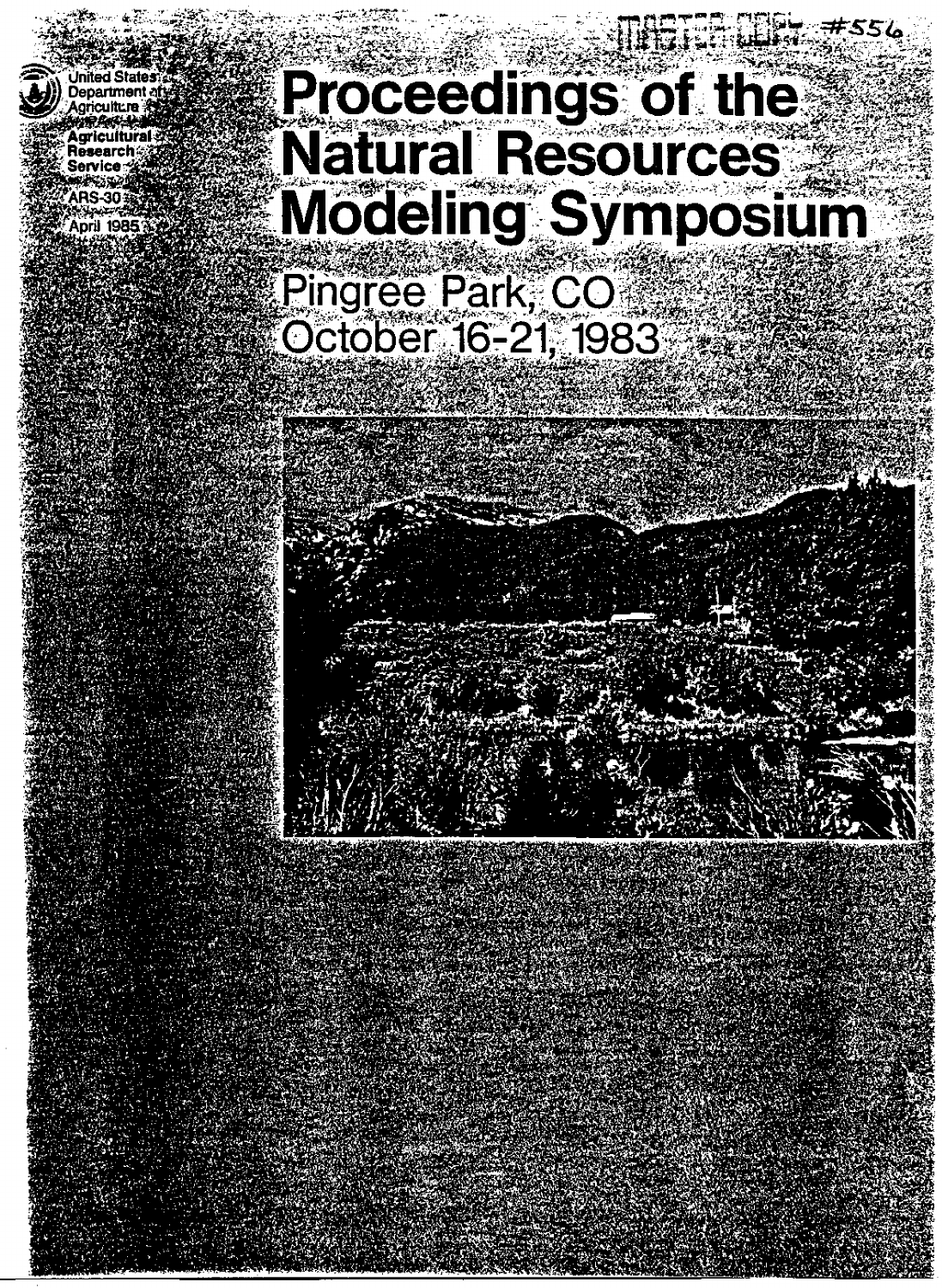United States Department of Agriculture

Agricultural Research Service

ARS-30

April 1985

MASTER COPY #556

# Proceedings of the Natural Resources Modeling Symposium

## Pingree Park, CO
## October 16-21, 1983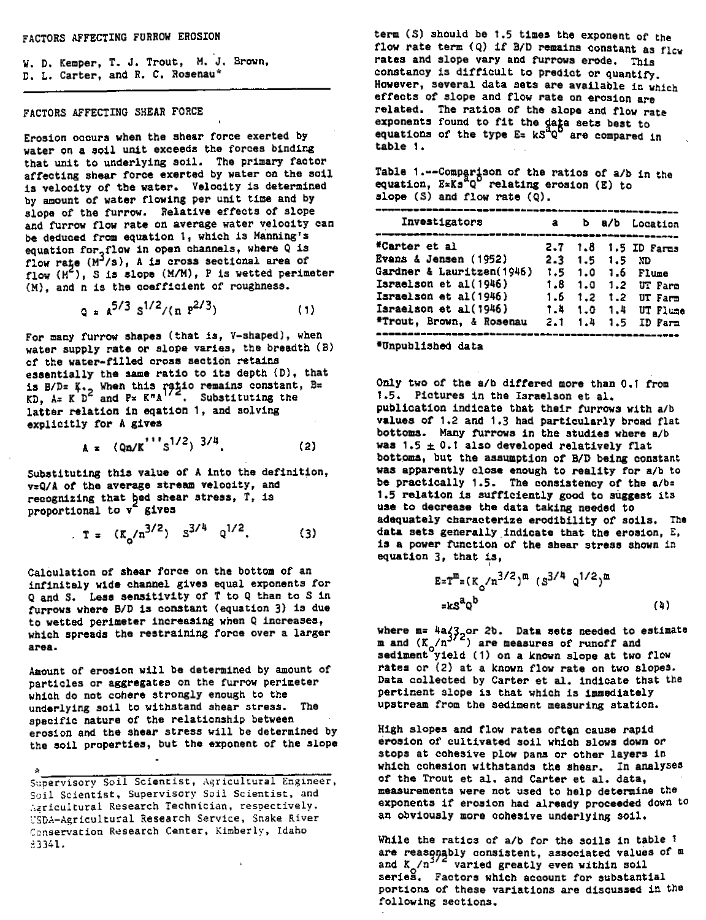# FACTORS AFFECTING FURROW EROSION

W. D. Kemper, T. J. Trout, M. J. Brown, D. L. Carter, and R. C. Rosenau*

## FACTORS AFFECTING SHEAR FORCE

Erosion occurs when the shear force exerted by water on a soil unit exceeds the forces binding that unit to underlying soil. The primary factor affecting shear force exerted by water on the soil is velocity of the water. Velocity is determined by amount of water flowing per unit time and by slope of the furrow. Relative effects of slope and furrow flow rate on average water velocity can be deduced from equation 1, which is Manning's equation for flow in open channels, where Q is flow rate ($M^3/s$), A is cross sectional area of flow ($M^2$), S is slope (M/M), P is wetted perimeter (M), and n is the coefficient of roughness.

$$Q = A^{5/3} S^{1/2}/(n P^{2/3}) \qquad (1)$$

For many furrow shapes (that is, V-shaped), when water supply rate or slope varies, the breadth (B) of the water-filled cross section retains essentially the same ratio to its depth (D), that is $B/D = K$. When this ratio remains constant, $B = KD$, $A = K'D^2$ and $P = K''A^{1/2}$. Substituting the latter relation in eqation 1, and solving explicitly for A gives

$$A = (Qn/K'''S^{1/2})^{3/4}. \qquad (2)$$

Substituting this value of A into the definition, $v=Q/A$ of the average stream velocity, and recognizing that bed shear stress, T, is proportional to $v^2$ gives

$$T = (K_o/n^{3/2}) \; S^{3/4} \; Q^{1/2}. \qquad (3)$$

Calculation of shear force on the bottom of an infinitely wide channel gives equal exponents for Q and S. Less sensitivity of T to Q than to S in furrows where B/D is constant (equation 3) is due to wetted perimeter increasing when Q increases, which spreads the restraining force over a larger area.

Amount of erosion will be determined by amount of particles or aggregates on the furrow perimeter which do not cohere strongly enough to the underlying soil to withstand shear stress. The specific nature of the relationship between erosion and the shear stress will be determined by the soil properties, but the exponent of the slope term (S) should be 1.5 times the exponent of the flow rate term (Q) if B/D remains constant as flow rates and slope vary and furrows erode. This constancy is difficult to predict or quantify. However, several data sets are available in which effects of slope and flow rate on erosion are related. The ratios of the slope and flow rate exponents found to fit the data sets best to equations of the type $E = kS^aQ^b$ are compared in table 1.

Table 1.--Comparison of the ratios of a/b in the equation, $E=Ks^aQ^b$ relating erosion (E) to slope (S) and flow rate (Q).

| Investigators | a | b | a/b | Location |
|---|---|---|---|---|
| *Carter et al | 2.7 | 1.8 | 1.5 | ID Farms |
| Evans & Jensen (1952) | 2.3 | 1.5 | 1.5 | ND |
| Gardner & Lauritzen(1946) | 1.5 | 1.0 | 1.6 | Flume |
| Israelson et al(1946) | 1.8 | 1.0 | 1.2 | UT Farm |
| Israelson et al(1946) | 1.6 | 1.2 | 1.2 | UT Farm |
| Israelson et al(1946) | 1.4 | 1.0 | 1.4 | UT Flume |
| *Trout, Brown, & Rosenau | 2.1 | 1.4 | 1.5 | ID Farm |

*Unpublished data

Only two of the a/b differed more than 0.1 from 1.5. Pictures in the Israelson et al. publication indicate that their furrows with a/b values of 1.2 and 1.3 had particularly broad flat bottoms. Many furrows in the studies where a/b was 1.5 ± 0.1 also developed relatively flat bottoms, but the assumption of B/D being constant was apparently close enough to reality for a/b to be practically 1.5. The consistency of the a/b= 1.5 relation is sufficiently good to suggest its use to decrease the data taking needed to adequately characterize erodibility of soils. The data sets generally indicate that the erosion, E, is a power function of the shear stress shown in equation 3, that is,

$$E = T^m = (K_o/n^{3/2})^m \; (S^{3/4} \; Q^{1/2})^m$$
$$= kS^aQ^b \qquad (4)$$

where $m = 4a/3$ or $2b$. Data sets needed to estimate m and ($K_o/n^{3/2}$) are measures of runoff and sediment yield (1) on a known slope at two flow rates or (2) at a known flow rate on two slopes. Data collected by Carter et al. indicate that the pertinent slope is that which is immediately upstream from the sediment measuring station.

High slopes and flow rates often cause rapid erosion of cultivated soil which slows down or stops at cohesive plow pans or other layers in which cohesion withstands the shear. In analyses of the Trout et al. and Carter et al. data, measurements were not used to help determine the exponents if erosion had already proceeded down to an obviously more cohesive underlying soil.

While the ratios of a/b for the soils in table 1 are reasonably consistent, associated values of m and $K_o/n^{3/2}$ varied greatly even within soil series. Factors which account for substantial portions of these variations are discussed in the following sections.

---

* Supervisory Soil Scientist, Agricultural Engineer, Soil Scientist, Supervisory Soil Scientist, and Agricultural Research Technician, respectively. USDA-Agricultural Research Service, Snake River Conservation Research Center, Kimberly, Idaho 83341.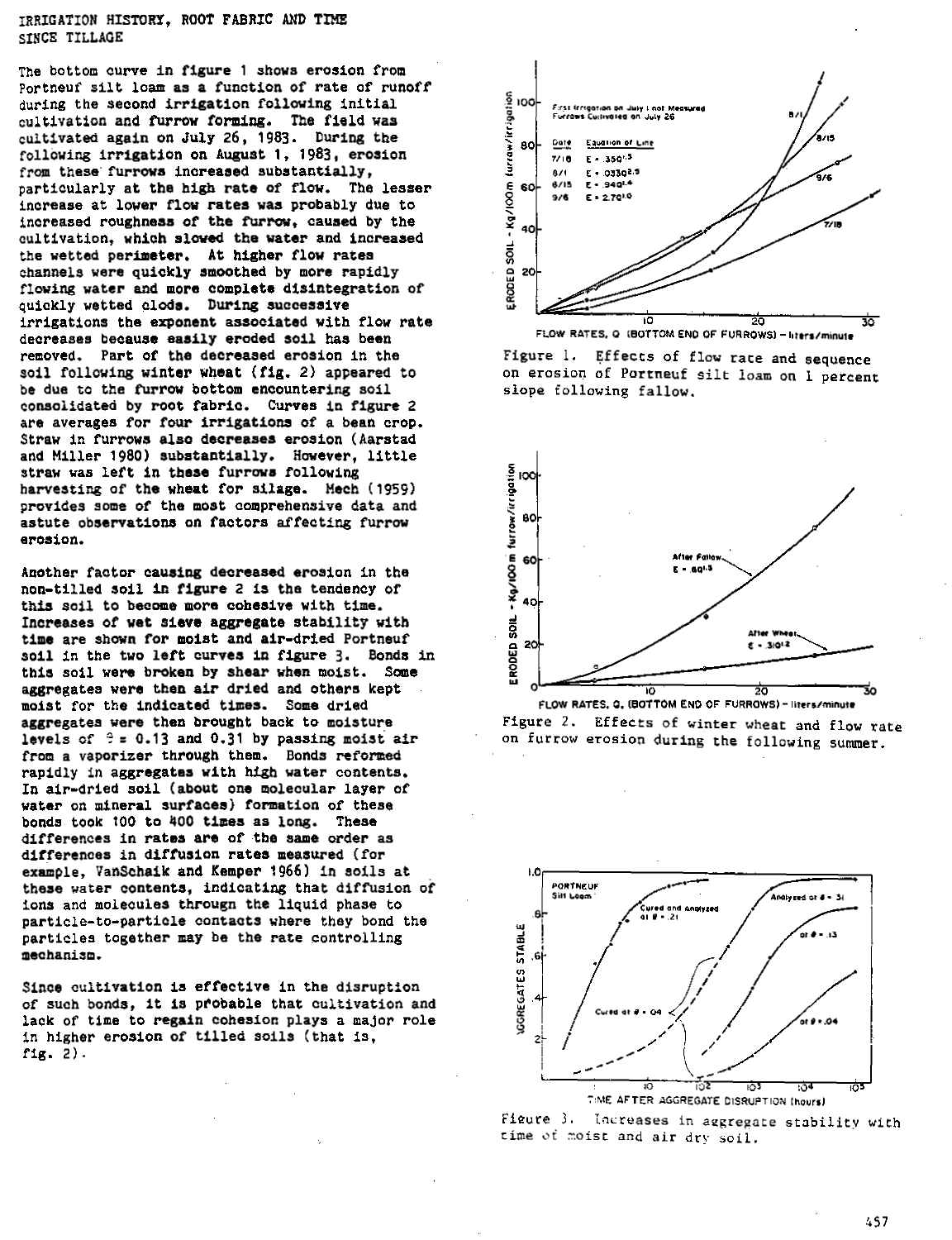## IRRIGATION HISTORY, ROOT FABRIC AND TIME SINCE TILLAGE

The bottom curve in figure 1 shows erosion from Portneuf silt loam as a function of rate of runoff during the second irrigation following initial cultivation and furrow forming. The field was cultivated again on July 26, 1983. During the following irrigation on August 1, 1983, erosion from these furrows increased substantially, particularly at the high rate of flow. The lesser increase at lower flow rates was probably due to increased roughness of the furrow, caused by the cultivation, which slowed the water and increased the wetted perimeter. At higher flow rates channels were quickly smoothed by more rapidly flowing water and more complete disintegration of quickly wetted clods. During successive irrigations the exponent associated with flow rate decreases because easily eroded soil has been removed. Part of the decreased erosion in the soil following winter wheat (fig. 2) appeared to be due to the furrow bottom encountering soil consolidated by root fabric. Curves in figure 2 are averages for four irrigations of a bean crop. Straw in furrows also decreases erosion (Aarstad and Miller 1980) substantially. However, little straw was left in these furrows following harvesting of the wheat for silage. Mech (1959) provides some of the most comprehensive data and astute observations on factors affecting furrow erosion.

Another factor causing decreased erosion in the non-tilled soil in figure 2 is the tendency of this soil to become more cohesive with time. Increases of wet sieve aggregate stability with time are shown for moist and air-dried Portneuf soil in the two left curves in figure 3. Bonds in this soil were broken by shear when moist. Some aggregates were then air dried and others kept moist for the indicated times. Some dried aggregates were then brought back to moisture levels of $\theta = 0.13$ and $0.31$ by passing moist air from a vaporizer through them. Bonds reformed rapidly in aggregates with high water contents. In air-dried soil (about one molecular layer of water on mineral surfaces) formation of these bonds took 100 to 400 times as long. These differences in rates are of the same order as differences in diffusion rates measured (for example, VanSchaik and Kemper 1966) in soils at these water contents, indicating that diffusion of ions and molecules through the liquid phase to particle-to-particle contacts where they bond the particles together may be the rate controlling mechanism.

Since cultivation is effective in the disruption of such bonds, it is probable that cultivation and lack of time to regain cohesion plays a major role in higher erosion of tilled soils (that is, fig. 2).

Figure 1. Effects of flow rate and sequence on erosion of Portneuf silt loam on 1 percent slope following fallow.

Figure 2. Effects of winter wheat and flow rate on furrow erosion during the following summer.

Figure 3. Increases in aggregate stability with time of moist and air dry soil.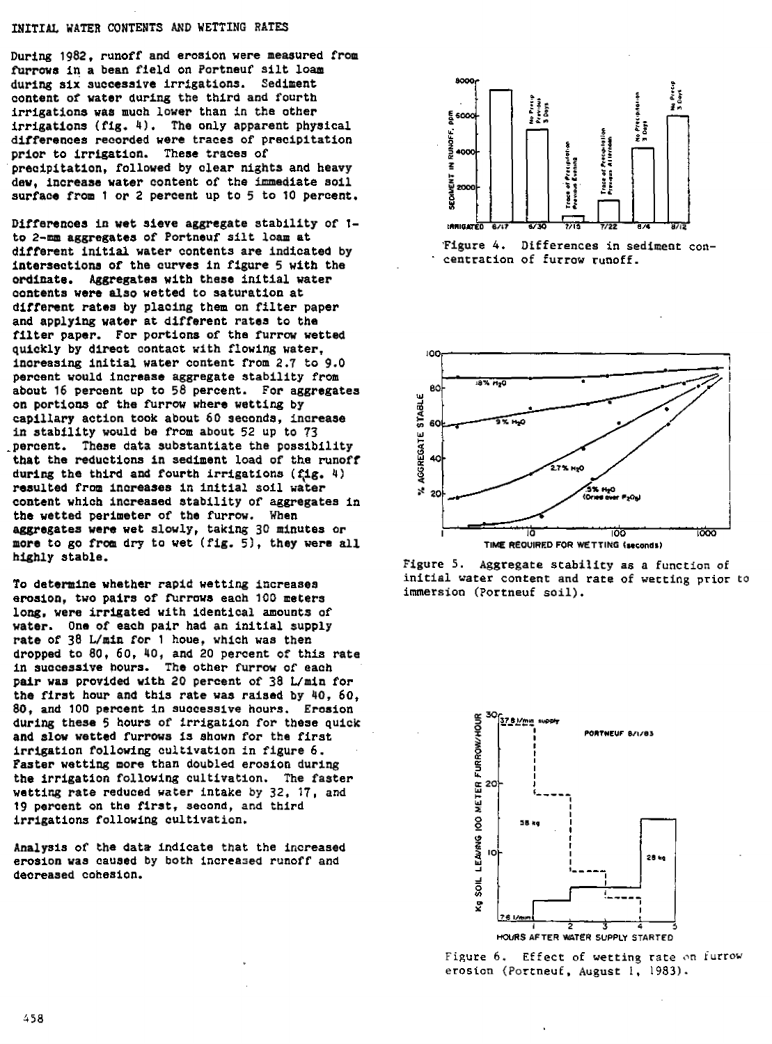## INITIAL WATER CONTENTS AND WETTING RATES

During 1982, runoff and erosion were measured from furrows in a bean field on Portneuf silt loam during six successive irrigations. Sediment content of water during the third and fourth irrigations was much lower than in the other irrigations (fig. 4). The only apparent physical differences recorded were traces of precipitation prior to irrigation. These traces of precipitation, followed by clear nights and heavy dew, increase water content of the immediate soil surface from 1 or 2 percent up to 5 to 10 percent.

Differences in wet sieve aggregate stability of 1- to 2-mm aggregates of Portneuf silt loam at different initial water contents are indicated by intersections of the curves in figure 5 with the ordinate. Aggregates with these initial water contents were also wetted to saturation at different rates by placing them on filter paper and applying water at different rates to the filter paper. For portions of the furrow wetted quickly by direct contact with flowing water, increasing initial water content from 2.7 to 9.0 percent would increase aggregate stability from about 16 percent up to 58 percent. For aggregates on portions of the furrow where wetting by capillary action took about 60 seconds, increase in stability would be from about 52 up to 73 percent. These data substantiate the possibility that the reductions in sediment load of the runoff during the third and fourth irrigations (fig. 4) resulted from increases in initial soil water content which increased stability of aggregates in the wetted perimeter of the furrow. When aggregates were wet slowly, taking 30 minutes or more to go from dry to wet (fig. 5), they were all highly stable.

To determine whether rapid wetting increases erosion, two pairs of furrows each 100 meters long, were irrigated with identical amounts of water. One of each pair had an initial supply rate of 38 L/min for 1 houe, which was then dropped to 80, 60, 40, and 20 percent of this rate in successive hours. The other furrow of each pair was provided with 20 percent of 38 L/min for the first hour and this rate was raised by 40, 60, 80, and 100 percent in successive hours. Erosion during these 5 hours of irrigation for these quick and slow wetted furrows is shown for the first irrigation following cultivation in figure 6. Faster wetting more than doubled erosion during the irrigation following cultivation. The faster wetting rate reduced water intake by 32, 17, and 19 percent on the first, second, and third irrigations following cultivation.

Analysis of the data indicate that the increased erosion was caused by both increased runoff and decreased cohesion.

Figure 4. Differences in sediment concentration of furrow runoff.

Figure 5. Aggregate stability as a function of initial water content and rate of wetting prior to immersion (Portneuf soil).

Figure 6. Effect of wetting rate on furrow erosion (Portneuf, August 1, 1983).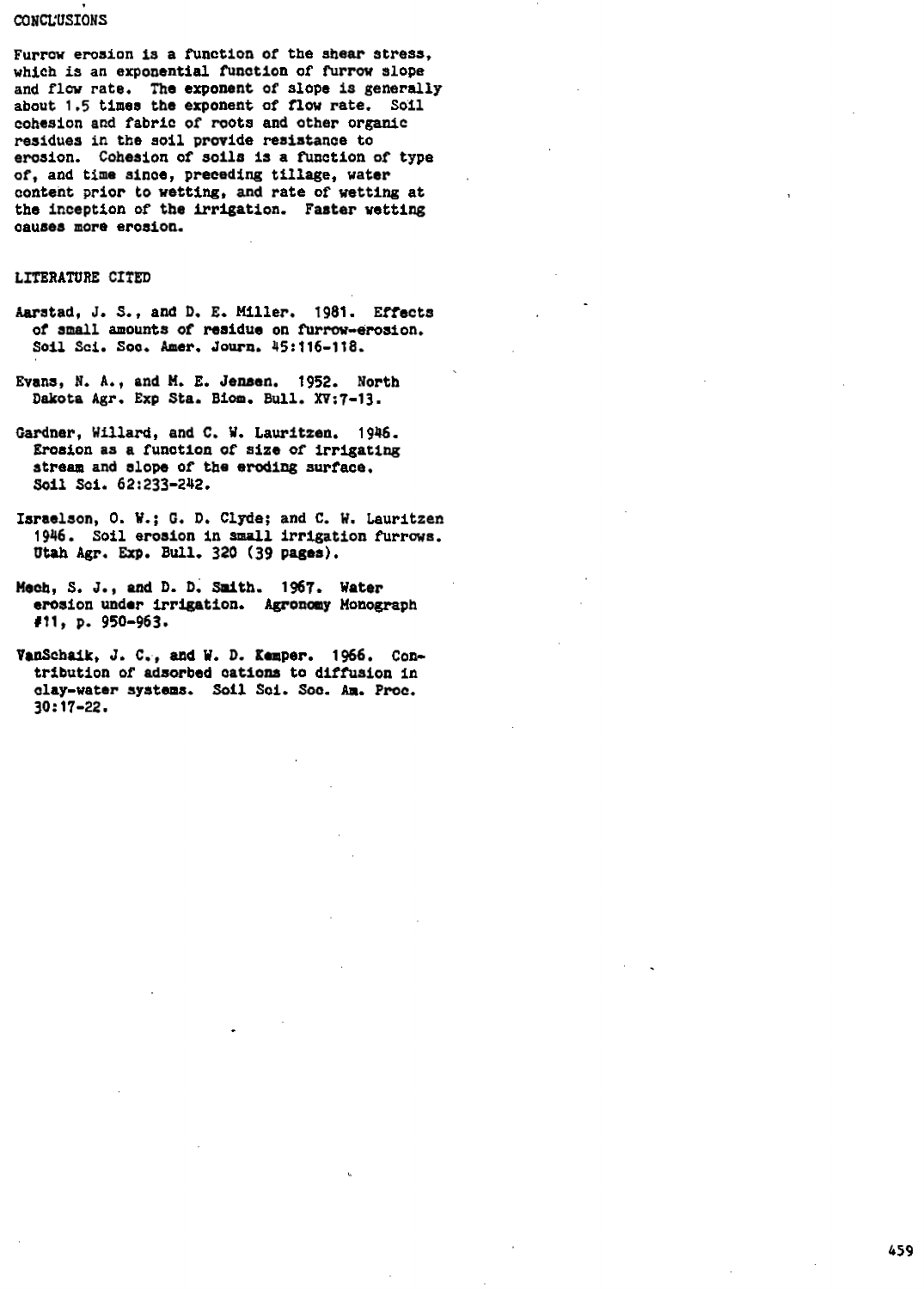## CONCLUSIONS

Furrow erosion is a function of the shear stress, which is an exponential function of furrow slope and flow rate. The exponent of slope is generally about 1.5 times the exponent of flow rate. Soil cohesion and fabric of roots and other organic residues in the soil provide resistance to erosion. Cohesion of soils is a function of type of, and time since, preceding tillage, water content prior to wetting, and rate of wetting at the inception of the irrigation. Faster wetting causes more erosion.

## LITERATURE CITED

Aarstad, J. S., and D. E. Miller. 1981. Effects of small amounts of residue on furrow-erosion. Soil Sci. Soc. Amer. Journ. 45:116-118.

Evans, N. A., and M. E. Jensen. 1952. North Dakota Agr. Exp Sta. Biom. Bull. XV:7-13.

Gardner, Willard, and C. W. Lauritzen. 1946. Erosion as a function of size of irrigating stream and slope of the eroding surface. Soil Sci. 62:233-242.

Israelson, O. W.; G. D. Clyde; and C. W. Lauritzen 1946. Soil erosion in small irrigation furrows. Utah Agr. Exp. Bull. 320 (39 pages).

Mech, S. J., and D. D. Smith. 1967. Water erosion under irrigation. Agronomy Monograph #11, p. 950-963.

VanSchaik, J. C., and W. D. Kemper. 1966. Contribution of adsorbed cations to diffusion in clay-water systems. Soil Sci. Soc. Am. Proc. 30:17-22.